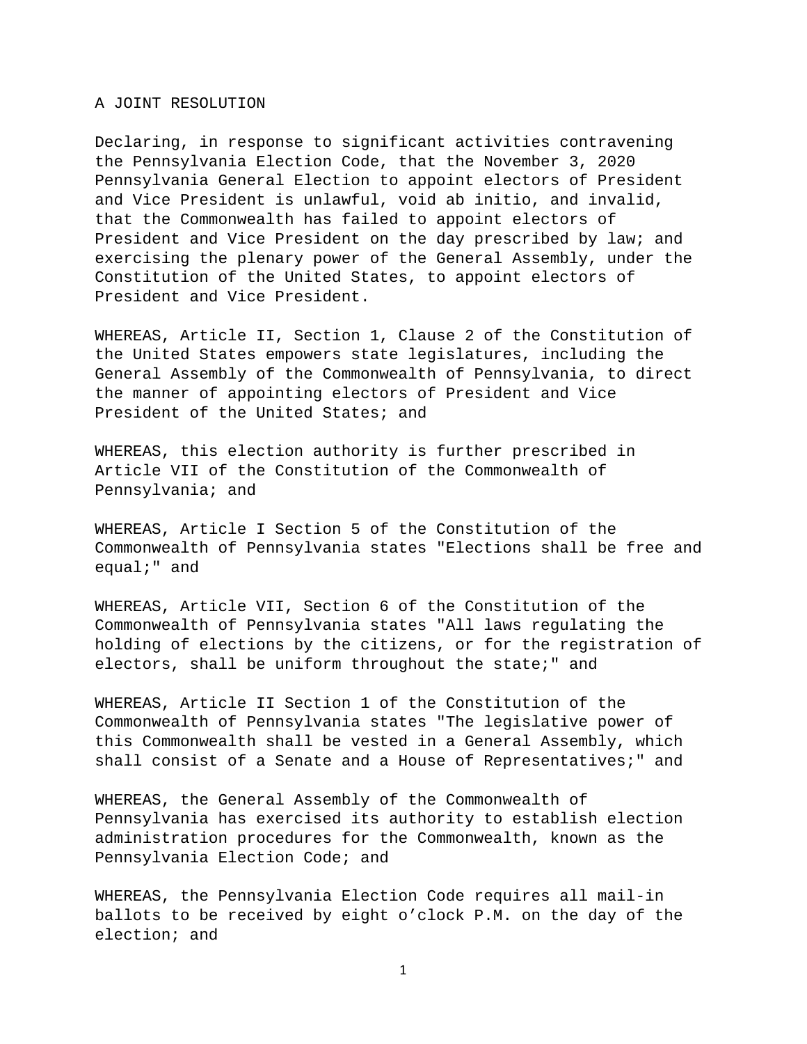A JOINT RESOLUTION

Declaring, in response to significant activities contravening the Pennsylvania Election Code, that the November 3, 2020 Pennsylvania General Election to appoint electors of President and Vice President is unlawful, void ab initio, and invalid, that the Commonwealth has failed to appoint electors of President and Vice President on the day prescribed by law; and exercising the plenary power of the General Assembly, under the Constitution of the United States, to appoint electors of President and Vice President.

WHEREAS, Article II, Section 1, Clause 2 of the Constitution of the United States empowers state legislatures, including the General Assembly of the Commonwealth of Pennsylvania, to direct the manner of appointing electors of President and Vice President of the United States; and

WHEREAS, this election authority is further prescribed in Article VII of the Constitution of the Commonwealth of Pennsylvania; and

WHEREAS, Article I Section 5 of the Constitution of the Commonwealth of Pennsylvania states "Elections shall be free and equal;" and

WHEREAS, Article VII, Section 6 of the Constitution of the Commonwealth of Pennsylvania states "All laws regulating the holding of elections by the citizens, or for the registration of electors, shall be uniform throughout the state;" and

WHEREAS, Article II Section 1 of the Constitution of the Commonwealth of Pennsylvania states "The legislative power of this Commonwealth shall be vested in a General Assembly, which shall consist of a Senate and a House of Representatives;" and

WHEREAS, the General Assembly of the Commonwealth of Pennsylvania has exercised its authority to establish election administration procedures for the Commonwealth, known as the Pennsylvania Election Code; and

WHEREAS, the Pennsylvania Election Code requires all mail-in ballots to be received by eight o'clock P.M. on the day of the election; and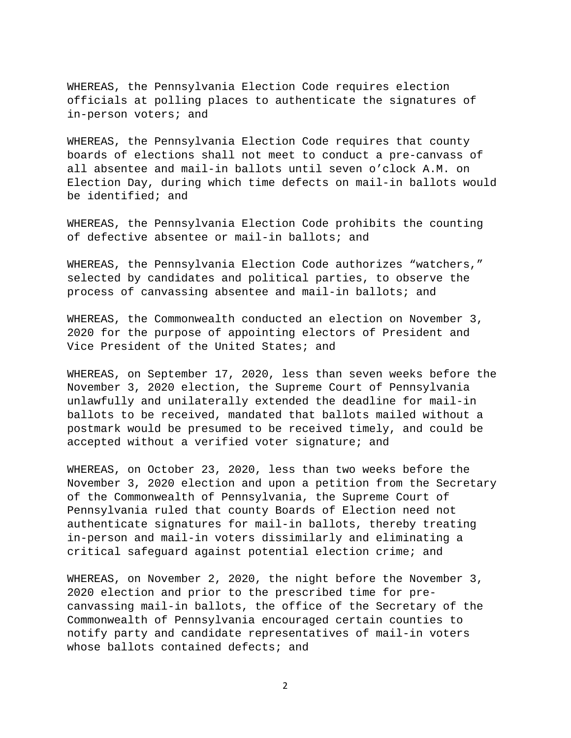WHEREAS, the Pennsylvania Election Code requires election officials at polling places to authenticate the signatures of in-person voters; and

WHEREAS, the Pennsylvania Election Code requires that county boards of elections shall not meet to conduct a pre-canvass of all absentee and mail-in ballots until seven o'clock A.M. on Election Day, during which time defects on mail-in ballots would be identified; and

WHEREAS, the Pennsylvania Election Code prohibits the counting of defective absentee or mail-in ballots; and

WHEREAS, the Pennsylvania Election Code authorizes "watchers," selected by candidates and political parties, to observe the process of canvassing absentee and mail-in ballots; and

WHEREAS, the Commonwealth conducted an election on November 3, 2020 for the purpose of appointing electors of President and Vice President of the United States; and

WHEREAS, on September 17, 2020, less than seven weeks before the November 3, 2020 election, the Supreme Court of Pennsylvania unlawfully and unilaterally extended the deadline for mail-in ballots to be received, mandated that ballots mailed without a postmark would be presumed to be received timely, and could be accepted without a verified voter signature; and

WHEREAS, on October 23, 2020, less than two weeks before the November 3, 2020 election and upon a petition from the Secretary of the Commonwealth of Pennsylvania, the Supreme Court of Pennsylvania ruled that county Boards of Election need not authenticate signatures for mail-in ballots, thereby treating in-person and mail-in voters dissimilarly and eliminating a critical safeguard against potential election crime; and

WHEREAS, on November 2, 2020, the night before the November 3, 2020 election and prior to the prescribed time for pre-canvassing mail-in ballots, the office of the Secretary of the Commonwealth of Pennsylvania encouraged certain counties to notify party and candidate representatives of mail-in voters whose ballots contained defects; and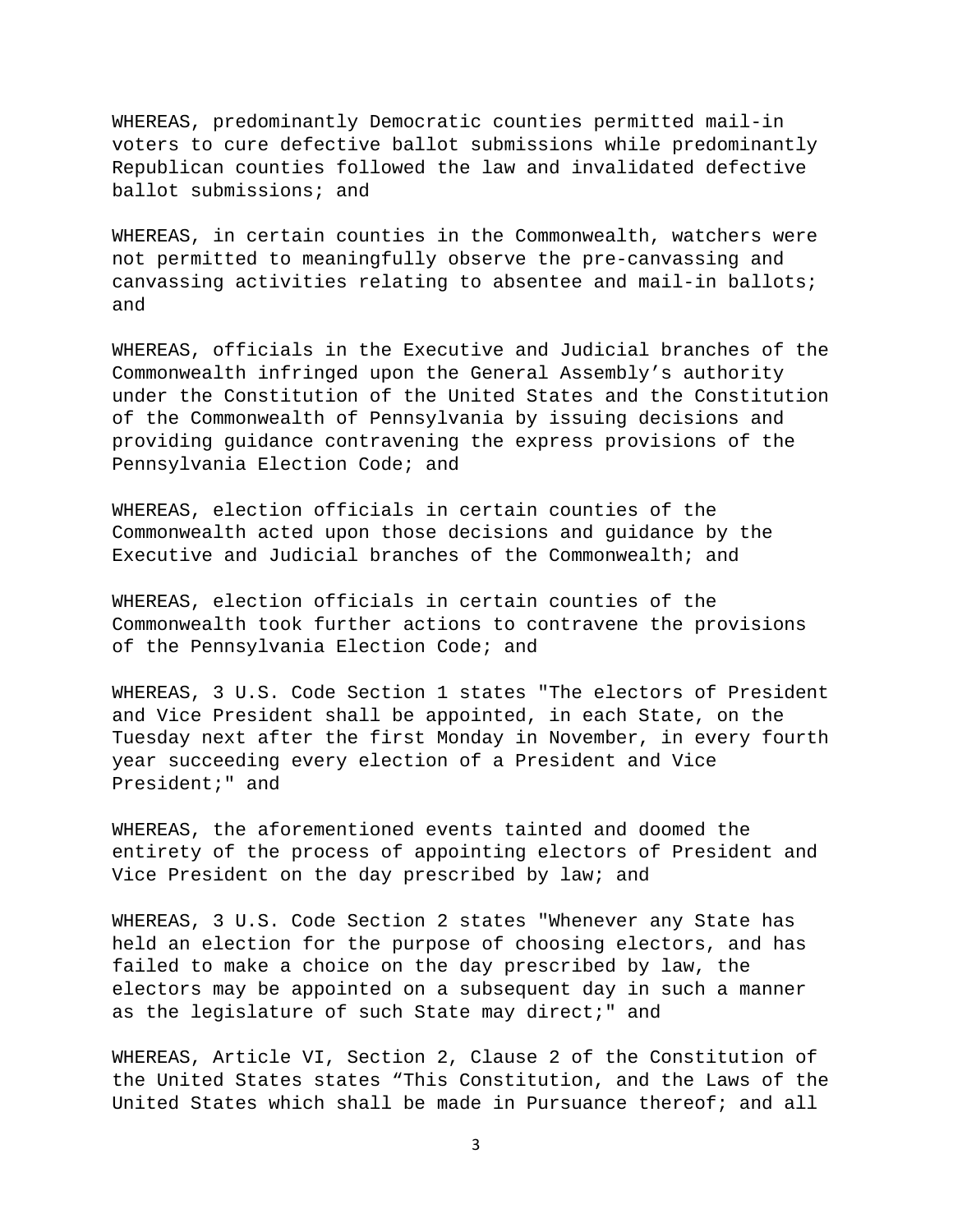WHEREAS, predominantly Democratic counties permitted mail-in voters to cure defective ballot submissions while predominantly Republican counties followed the law and invalidated defective ballot submissions; and

WHEREAS, in certain counties in the Commonwealth, watchers were not permitted to meaningfully observe the pre-canvassing and canvassing activities relating to absentee and mail-in ballots; and

WHEREAS, officials in the Executive and Judicial branches of the Commonwealth infringed upon the General Assembly's authority under the Constitution of the United States and the Constitution of the Commonwealth of Pennsylvania by issuing decisions and providing guidance contravening the express provisions of the Pennsylvania Election Code; and

WHEREAS, election officials in certain counties of the Commonwealth acted upon those decisions and guidance by the Executive and Judicial branches of the Commonwealth; and

WHEREAS, election officials in certain counties of the Commonwealth took further actions to contravene the provisions of the Pennsylvania Election Code; and

WHEREAS, 3 U.S. Code Section 1 states "The electors of President and Vice President shall be appointed, in each State, on the Tuesday next after the first Monday in November, in every fourth year succeeding every election of a President and Vice President;" and

WHEREAS, the aforementioned events tainted and doomed the entirety of the process of appointing electors of President and Vice President on the day prescribed by law; and

WHEREAS, 3 U.S. Code Section 2 states "Whenever any State has held an election for the purpose of choosing electors, and has failed to make a choice on the day prescribed by law, the electors may be appointed on a subsequent day in such a manner as the legislature of such State may direct;" and

WHEREAS, Article VI, Section 2, Clause 2 of the Constitution of the United States states "This Constitution, and the Laws of the United States which shall be made in Pursuance thereof; and all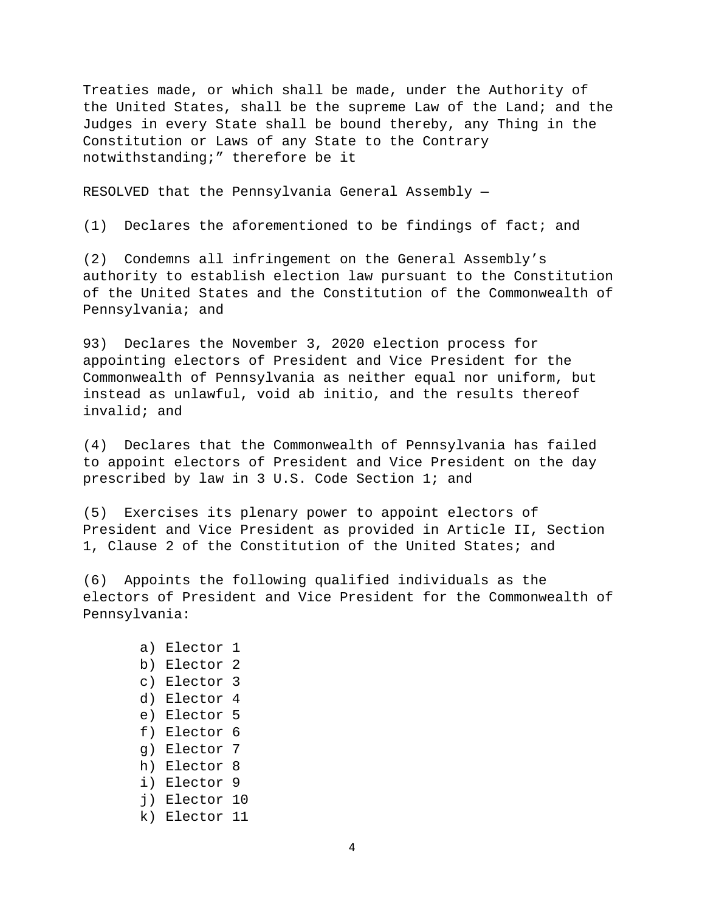Treaties made, or which shall be made, under the Authority of the United States, shall be the supreme Law of the Land; and the Judges in every State shall be bound thereby, any Thing in the Constitution or Laws of any State to the Contrary notwithstanding;" therefore be it

RESOLVED that the Pennsylvania General Assembly —

(1) Declares the aforementioned to be findings of fact; and

(2) Condemns all infringement on the General Assembly's authority to establish election law pursuant to the Constitution of the United States and the Constitution of the Commonwealth of Pennsylvania; and

93) Declares the November 3, 2020 election process for appointing electors of President and Vice President for the Commonwealth of Pennsylvania as neither equal nor uniform, but instead as unlawful, void ab initio, and the results thereof invalid; and

(4) Declares that the Commonwealth of Pennsylvania has failed to appoint electors of President and Vice President on the day prescribed by law in 3 U.S. Code Section 1; and

(5) Exercises its plenary power to appoint electors of President and Vice President as provided in Article II, Section 1, Clause 2 of the Constitution of the United States; and

(6) Appoints the following qualified individuals as the electors of President and Vice President for the Commonwealth of Pennsylvania:

a) Elector 1
b) Elector 2
c) Elector 3
d) Elector 4
e) Elector 5
f) Elector 6
g) Elector 7
h) Elector 8
i) Elector 9
j) Elector 10
k) Elector 11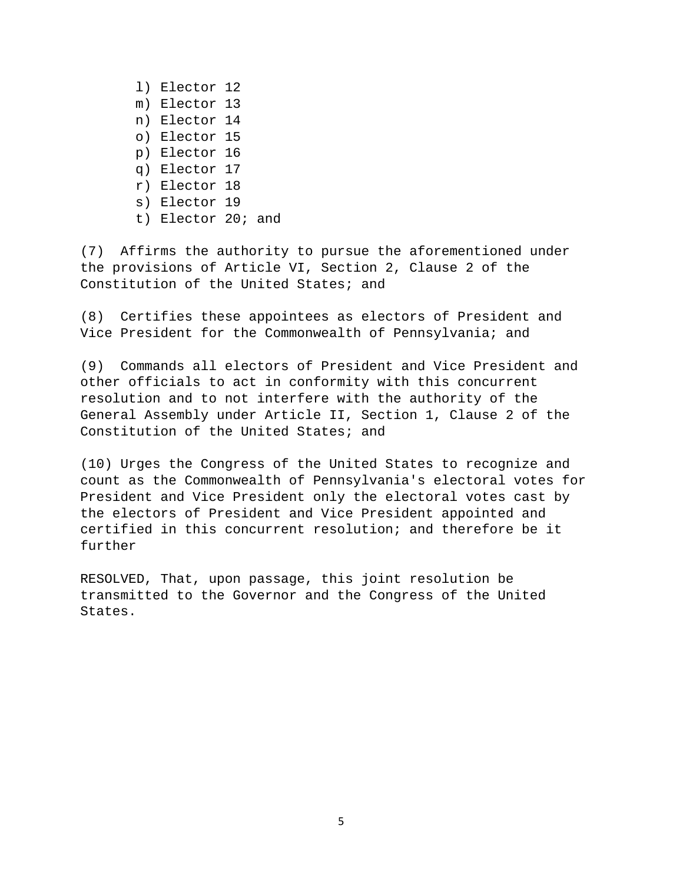l) Elector 12
m) Elector 13
n) Elector 14
o) Elector 15
p) Elector 16
q) Elector 17
r) Elector 18
s) Elector 19
t) Elector 20; and

(7) Affirms the authority to pursue the aforementioned under the provisions of Article VI, Section 2, Clause 2 of the Constitution of the United States; and

(8) Certifies these appointees as electors of President and Vice President for the Commonwealth of Pennsylvania; and

(9) Commands all electors of President and Vice President and other officials to act in conformity with this concurrent resolution and to not interfere with the authority of the General Assembly under Article II, Section 1, Clause 2 of the Constitution of the United States; and

(10) Urges the Congress of the United States to recognize and count as the Commonwealth of Pennsylvania's electoral votes for President and Vice President only the electoral votes cast by the electors of President and Vice President appointed and certified in this concurrent resolution; and therefore be it further

RESOLVED, That, upon passage, this joint resolution be transmitted to the Governor and the Congress of the United States.